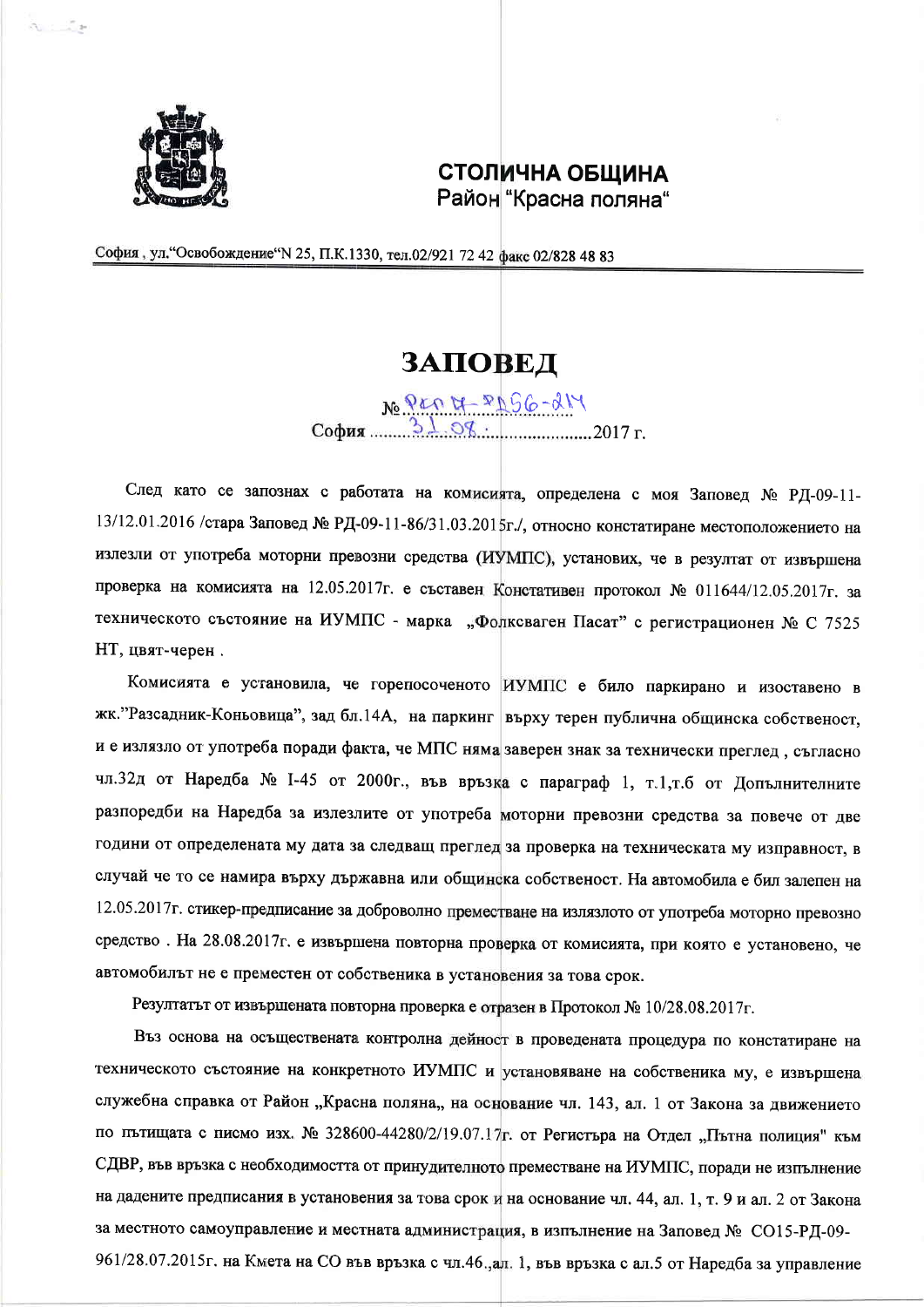**СТОЛИЧНА ОБЩИНА**
Район "Красна поляна"

София , ул."Освобождение"N 25, П.К.1330, тел.02/921 72 42 факс 02/828 48 83

# ЗАПОВЕД

№ РКП 17-РД56-214
София 31.08. 2017 г.

След като се запознах с работата на комисията, определена с моя Заповед № РД-09-11-13/12.01.2016 /стара Заповед № РД-09-11-86/31.03.2015г./, относно констатиране местоположението на излезли от употреба моторни превозни средства (ИУМПС), установих, че в резултат от извършена проверка на комисията на 12.05.2017г. е съставен Констативен протокол № 011644/12.05.2017г. за техническото състояние на ИУМПС - марка „Фолксваген Пасат" с регистрационен № С 7525 НТ, цвят-черен .

Комисията е установила, че горепосоченото ИУМПС е било паркирано и изоставено в жк."Разсадник-Коньовица", зад бл.14А, на паркинг върху терен публична общинска собственост, и е излязло от употреба поради факта, че МПС няма заверен знак за технически преглед , съгласно чл.32д от Наредба № I-45 от 2000г., във връзка с параграф 1, т.1,т.б от Допълнителните разпоредби на Наредба за излезлите от употреба моторни превозни средства за повече от две години от определената му дата за следващ преглед за проверка на техническата му изправност, в случай че то се намира върху държавна или общинска собственост. На автомобила е бил залепен на 12.05.2017г. стикер-предписание за доброволно преместване на излязлото от употреба моторно превозно средство . На 28.08.2017г. е извършена повторна проверка от комисията, при която е установено, че автомобилът не е преместен от собственика в установения за това срок.

Резултатът от извършената повторна проверка е отразен в Протокол № 10/28.08.2017г.

Въз основа на осъществената контролна дейност в проведената процедура по констатиране на техническото състояние на конкретното ИУМПС и установяване на собственика му, е извършена служебна справка от Район „Красна поляна„ на основание чл. 143, ал. 1 от Закона за движението по пътищата с писмо изх. № 328600-44280/2/19.07.17г. от Регистъра на Отдел „Пътна полиция" към СДВР, във връзка с необходимостта от принудителното преместване на ИУМПС, поради не изпълнение на дадените предписания в установения за това срок и на основание чл. 44, ал. 1, т. 9 и ал. 2 от Закона за местното самоуправление и местната администрация, в изпълнение на Заповед № СО15-РД-09-961/28.07.2015г. на Кмета на СО във връзка с чл.46.,ал. 1, във връзка с ал.5 от Наредба за управление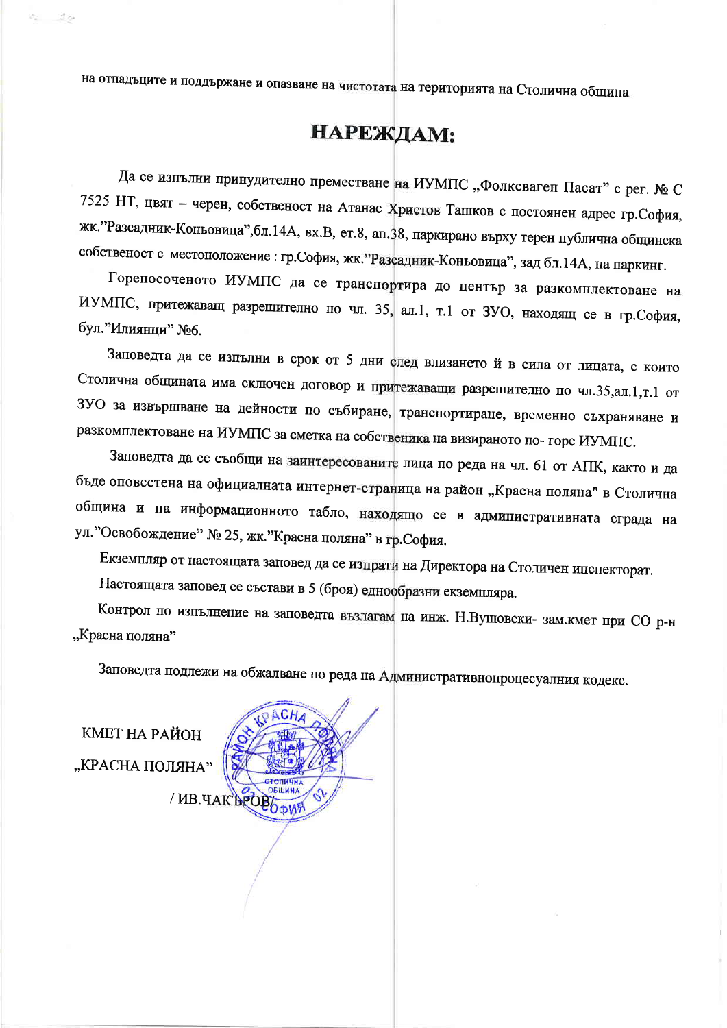на отпадъците и поддържане и опазване на чистотата на територията на Столична община

## НАРЕЖДАМ:

Да се изпълни принудително преместване на ИУМПС „Фолксваген Пасат" с рег. № С 7525 НТ, цвят – черен, собственост на Атанас Христов Ташков с постоянен адрес гр.София, жк."Разсадник-Коньовица",бл.14А, вх.В, ет.8, ап.38, паркирано върху терен публична общинска собственост с местоположение : гр.София, жк."Разсадник-Коньовица", зад бл.14А, на паркинг.

Горепосоченото ИУМПС да се транспортира до център за разкомплектоване на ИУМПС, притежаващ разрешително по чл. 35, ал.1, т.1 от ЗУО, находящ се в гр.София, бул."Илиянци" №6.

Заповедта да се изпълни в срок от 5 дни след влизането й в сила от лицата, с които Столична общината има сключен договор и притежаващи разрешително по чл.35,ал.1,т.1 от ЗУО за извършване на дейности по събиране, транспортиране, временно съхраняване и разкомплектоване на ИУМПС за сметка на собственика на визираното по- горе ИУМПС.

Заповедта да се съобщи на заинтересованите лица по реда на чл. 61 от АПК, както и да бъде оповестена на официалната интернет-страница на район „Красна поляна" в Столична община и на информационното табло, находящо се в административната сграда на ул."Освобождение" № 25, жк."Красна поляна" в гр.София.

Екземпляр от настоящата заповед да се изпрати на Директора на Столичен инспекторат.

Настоящата заповед се състави в 5 (броя) еднообразни екземпляра.

Контрол по изпълнение на заповедта възлагам на инж. Н.Вушовски- зам.кмет при СО р-н „Красна поляна"

Заповедта подлежи на обжалване по реда на Административнопроцесуалния кодекс.

КМЕТ НА РАЙОН

„КРАСНА ПОЛЯНА"

/ ИВ.ЧАКЪРОВ/